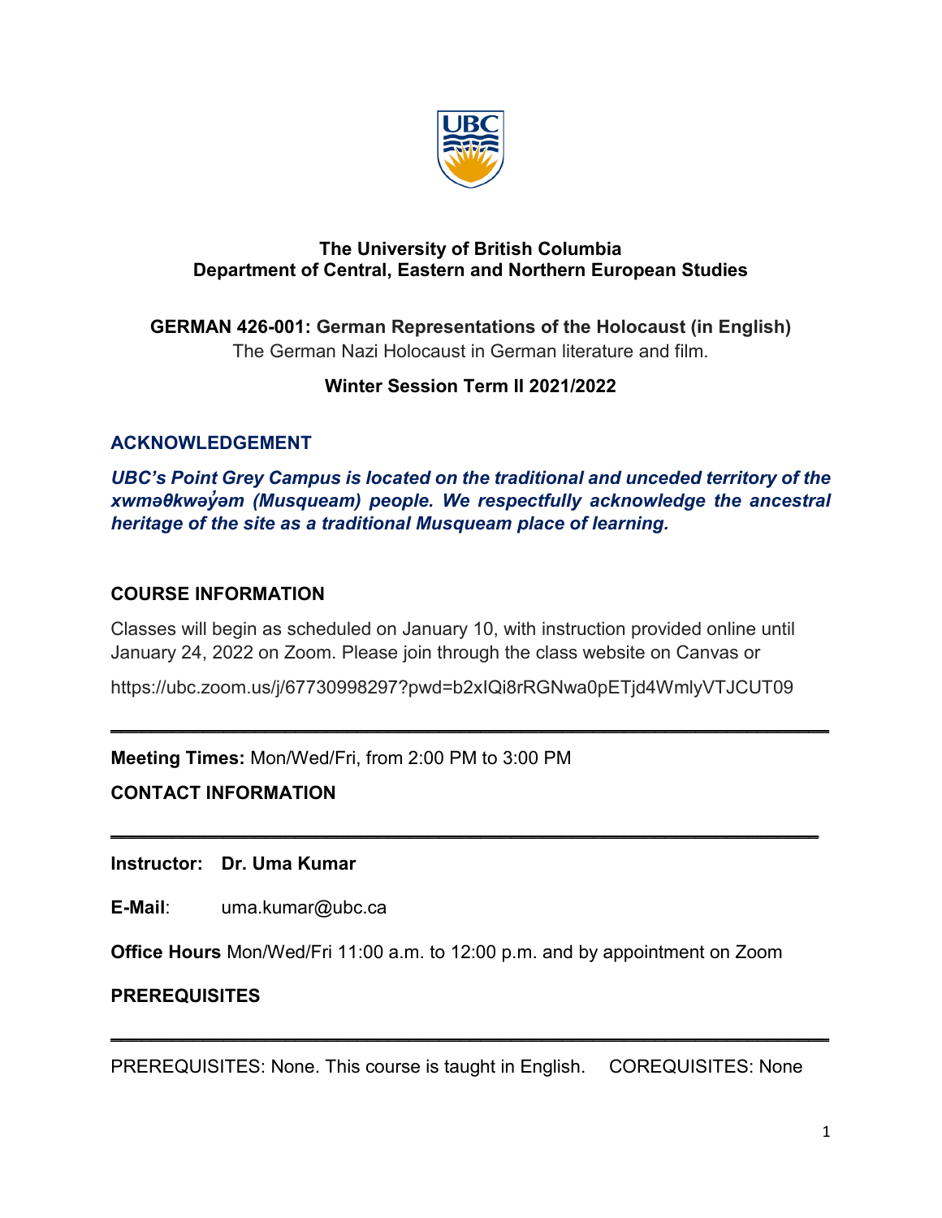**The University of British Columbia**
**Department of Central, Eastern and Northern European Studies**

**GERMAN 426-001: German Representations of the Holocaust (in English)**
The German Nazi Holocaust in German literature and film.

**Winter Session Term II 2021/2022**

## ACKNOWLEDGEMENT

***UBC's Point Grey Campus is located on the traditional and unceded territory of the xʷməθkʷəy̓əm (Musqueam) people. We respectfully acknowledge the ancestral heritage of the site as a traditional Musqueam place of learning.***

## COURSE INFORMATION

Classes will begin as scheduled on January 10, with instruction provided online until January 24, 2022 on Zoom. Please join through the class website on Canvas or

https://ubc.zoom.us/j/67730998297?pwd=b2xIQi8rRGNwa0pETjd4WmlyVTJCUT09

---

**Meeting Times:** Mon/Wed/Fri, from 2:00 PM to 3:00 PM

## CONTACT INFORMATION

---

**Instructor: Dr. Uma Kumar**

**E-Mail**: uma.kumar@ubc.ca

**Office Hours** Mon/Wed/Fri 11:00 a.m. to 12:00 p.m. and by appointment on Zoom

## PREREQUISITES

---

PREREQUISITES: None. This course is taught in English. COREQUISITES: None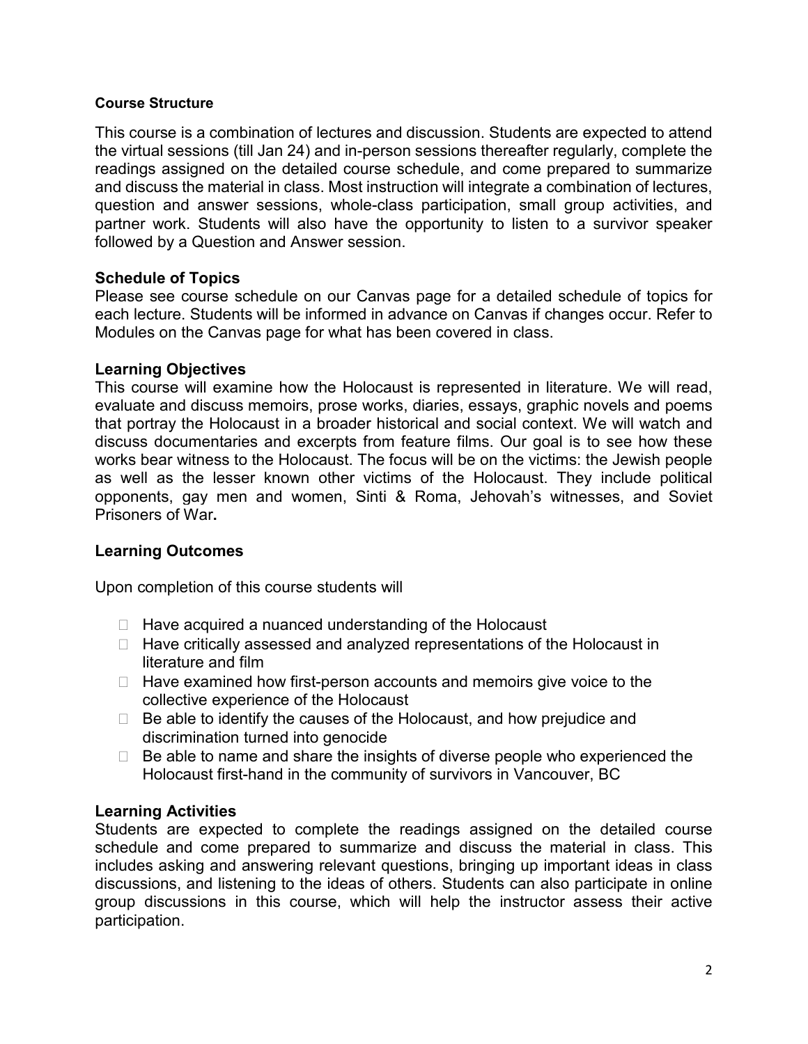### Course Structure

This course is a combination of lectures and discussion. Students are expected to attend the virtual sessions (till Jan 24) and in-person sessions thereafter regularly, complete the readings assigned on the detailed course schedule, and come prepared to summarize and discuss the material in class. Most instruction will integrate a combination of lectures, question and answer sessions, whole-class participation, small group activities, and partner work. Students will also have the opportunity to listen to a survivor speaker followed by a Question and Answer session.

### Schedule of Topics

Please see course schedule on our Canvas page for a detailed schedule of topics for each lecture. Students will be informed in advance on Canvas if changes occur. Refer to Modules on the Canvas page for what has been covered in class.

### Learning Objectives

This course will examine how the Holocaust is represented in literature. We will read, evaluate and discuss memoirs, prose works, diaries, essays, graphic novels and poems that portray the Holocaust in a broader historical and social context. We will watch and discuss documentaries and excerpts from feature films. Our goal is to see how these works bear witness to the Holocaust. The focus will be on the victims: the Jewish people as well as the lesser known other victims of the Holocaust. They include political opponents, gay men and women, Sinti & Roma, Jehovah's witnesses, and Soviet Prisoners of War**.**

### Learning Outcomes

Upon completion of this course students will

- Have acquired a nuanced understanding of the Holocaust
- Have critically assessed and analyzed representations of the Holocaust in literature and film
- Have examined how first-person accounts and memoirs give voice to the collective experience of the Holocaust
- Be able to identify the causes of the Holocaust, and how prejudice and discrimination turned into genocide
- Be able to name and share the insights of diverse people who experienced the Holocaust first-hand in the community of survivors in Vancouver, BC

### Learning Activities

Students are expected to complete the readings assigned on the detailed course schedule and come prepared to summarize and discuss the material in class. This includes asking and answering relevant questions, bringing up important ideas in class discussions, and listening to the ideas of others. Students can also participate in online group discussions in this course, which will help the instructor assess their active participation.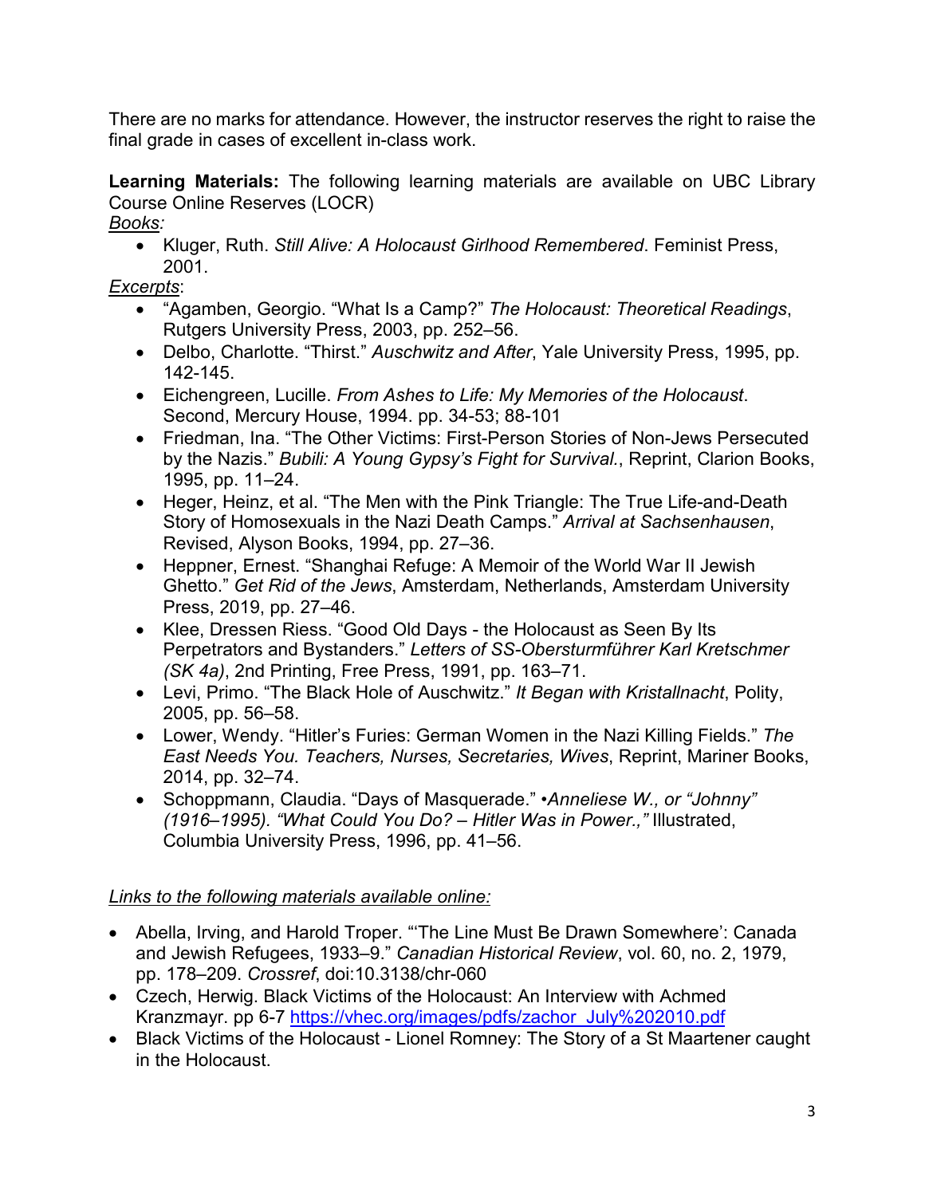There are no marks for attendance. However, the instructor reserves the right to raise the final grade in cases of excellent in-class work.

**Learning Materials:** The following learning materials are available on UBC Library Course Online Reserves (LOCR)

*Books:*

- Kluger, Ruth. *Still Alive: A Holocaust Girlhood Remembered*. Feminist Press, 2001.

*Excerpts*:

- "Agamben, Georgio. "What Is a Camp?" *The Holocaust: Theoretical Readings*, Rutgers University Press, 2003, pp. 252–56.
- Delbo, Charlotte. "Thirst." *Auschwitz and After*, Yale University Press, 1995, pp. 142-145.
- Eichengreen, Lucille. *From Ashes to Life: My Memories of the Holocaust*. Second, Mercury House, 1994. pp. 34-53; 88-101
- Friedman, Ina. "The Other Victims: First-Person Stories of Non-Jews Persecuted by the Nazis." *Bubili: A Young Gypsy's Fight for Survival.*, Reprint, Clarion Books, 1995, pp. 11–24.
- Heger, Heinz, et al. "The Men with the Pink Triangle: The True Life-and-Death Story of Homosexuals in the Nazi Death Camps." *Arrival at Sachsenhausen*, Revised, Alyson Books, 1994, pp. 27–36.
- Heppner, Ernest. "Shanghai Refuge: A Memoir of the World War II Jewish Ghetto." *Get Rid of the Jews*, Amsterdam, Netherlands, Amsterdam University Press, 2019, pp. 27–46.
- Klee, Dressen Riess. "Good Old Days - the Holocaust as Seen By Its Perpetrators and Bystanders." *Letters of SS-Obersturmführer Karl Kretschmer (SK 4a)*, 2nd Printing, Free Press, 1991, pp. 163–71.
- Levi, Primo. "The Black Hole of Auschwitz." *It Began with Kristallnacht*, Polity, 2005, pp. 56–58.
- Lower, Wendy. "Hitler's Furies: German Women in the Nazi Killing Fields." *The East Needs You. Teachers, Nurses, Secretaries, Wives*, Reprint, Mariner Books, 2014, pp. 32–74.
- Schoppmann, Claudia. "Days of Masquerade." •*Anneliese W., or "Johnny" (1916–1995). "What Could You Do? – Hitler Was in Power.,"* Illustrated, Columbia University Press, 1996, pp. 41–56.

*Links to the following materials available online:*

- Abella, Irving, and Harold Troper. "'The Line Must Be Drawn Somewhere': Canada and Jewish Refugees, 1933–9." *Canadian Historical Review*, vol. 60, no. 2, 1979, pp. 178–209. *Crossref*, doi:10.3138/chr-060
- Czech, Herwig. Black Victims of the Holocaust: An Interview with Achmed Kranzmayr. pp 6-7 https://vhec.org/images/pdfs/zachor_July%202010.pdf
- Black Victims of the Holocaust - Lionel Romney: The Story of a St Maartener caught in the Holocaust.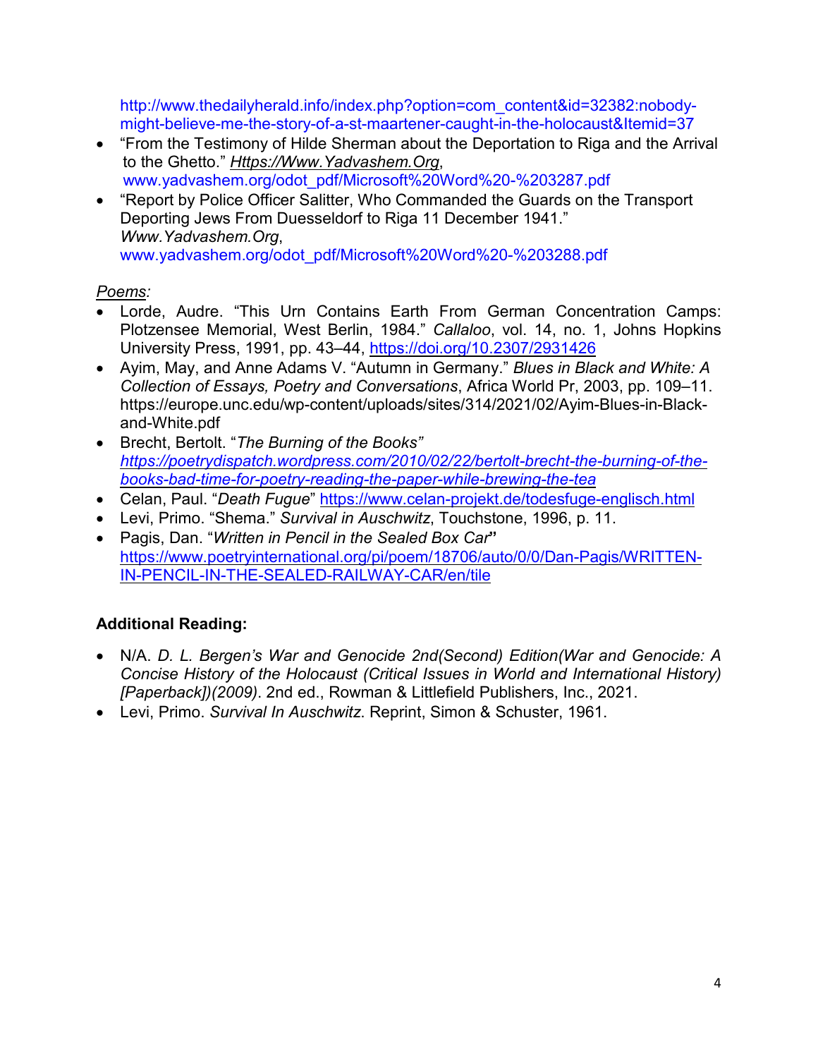http://www.thedailyherald.info/index.php?option=com_content&id=32382:nobody-might-believe-me-the-story-of-a-st-maartener-caught-in-the-holocaust&Itemid=37

- "From the Testimony of Hilde Sherman about the Deportation to Riga and the Arrival to the Ghetto." *Https://Www.Yadvashem.Org*, www.yadvashem.org/odot_pdf/Microsoft%20Word%20-%203287.pdf
- "Report by Police Officer Salitter, Who Commanded the Guards on the Transport Deporting Jews From Duesseldorf to Riga 11 December 1941." *Www.Yadvashem.Org*, www.yadvashem.org/odot_pdf/Microsoft%20Word%20-%203288.pdf

*Poems:*

- Lorde, Audre. "This Urn Contains Earth From German Concentration Camps: Plotzensee Memorial, West Berlin, 1984." *Callaloo*, vol. 14, no. 1, Johns Hopkins University Press, 1991, pp. 43–44, https://doi.org/10.2307/2931426
- Ayim, May, and Anne Adams V. "Autumn in Germany." *Blues in Black and White: A Collection of Essays, Poetry and Conversations*, Africa World Pr, 2003, pp. 109–11. https://europe.unc.edu/wp-content/uploads/sites/314/2021/02/Ayim-Blues-in-Black-and-White.pdf
- Brecht, Bertolt. "*The Burning of the Books"* *https://poetrydispatch.wordpress.com/2010/02/22/bertolt-brecht-the-burning-of-the-books-bad-time-for-poetry-reading-the-paper-while-brewing-the-tea*
- Celan, Paul. "*Death Fugue*" https://www.celan-projekt.de/todesfuge-englisch.html
- Levi, Primo. "Shema." *Survival in Auschwitz*, Touchstone, 1996, p. 11.
- Pagis, Dan. "*Written in Pencil in the Sealed Box Car***"** https://www.poetryinternational.org/pi/poem/18706/auto/0/0/Dan-Pagis/WRITTEN-IN-PENCIL-IN-THE-SEALED-RAILWAY-CAR/en/tile

**Additional Reading:**

- N/A. *D. L. Bergen's War and Genocide 2nd(Second) Edition(War and Genocide: A Concise History of the Holocaust (Critical Issues in World and International History) [Paperback])(2009)*. 2nd ed., Rowman & Littlefield Publishers, Inc., 2021.
- Levi, Primo. *Survival In Auschwitz*. Reprint, Simon & Schuster, 1961.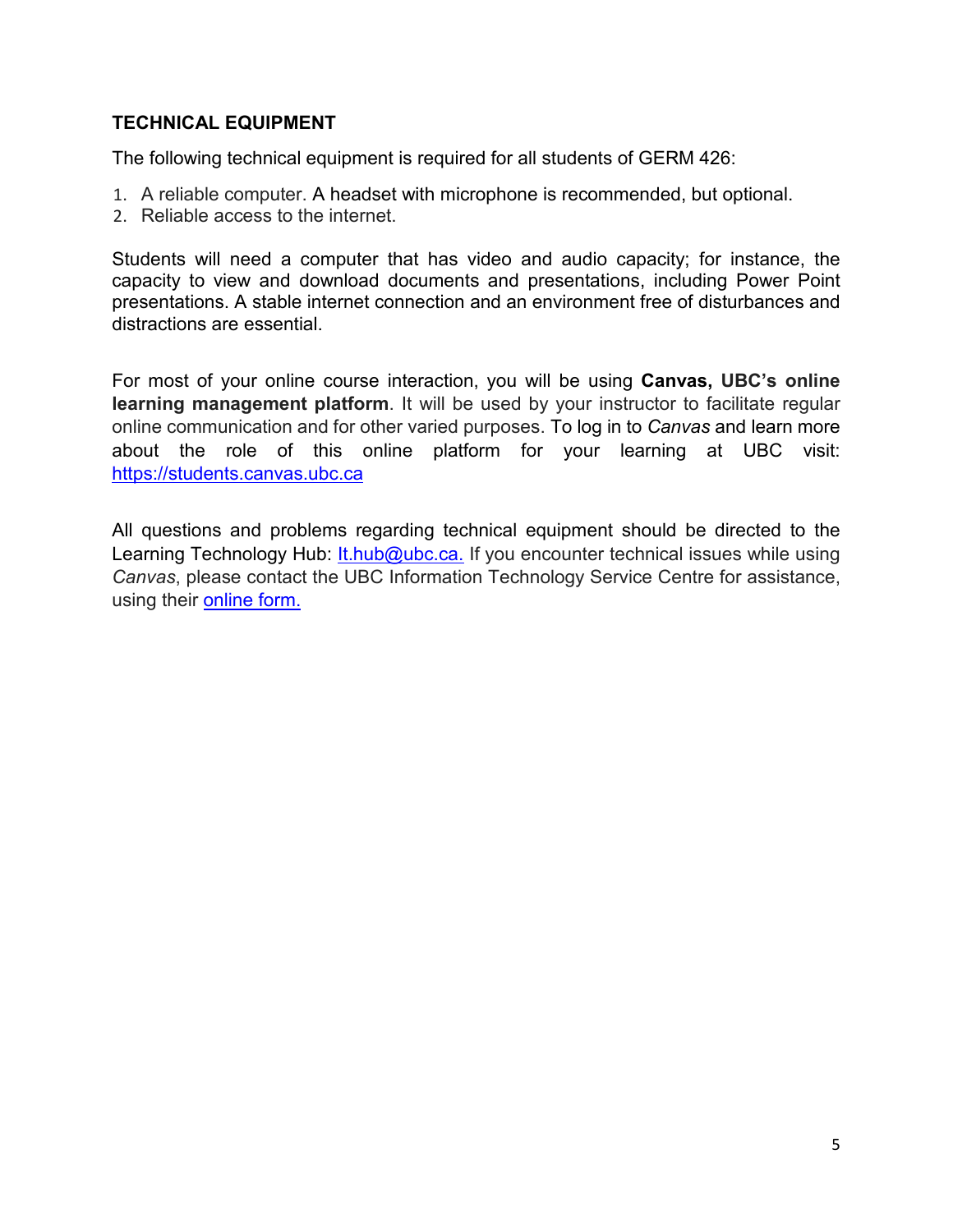## TECHNICAL EQUIPMENT

The following technical equipment is required for all students of GERM 426:

1. A reliable computer. A headset with microphone is recommended, but optional.
2. Reliable access to the internet.

Students will need a computer that has video and audio capacity; for instance, the capacity to view and download documents and presentations, including Power Point presentations. A stable internet connection and an environment free of disturbances and distractions are essential.

For most of your online course interaction, you will be using **Canvas, UBC's online learning management platform**. It will be used by your instructor to facilitate regular online communication and for other varied purposes. To log in to *Canvas* and learn more about the role of this online platform for your learning at UBC visit: [https://students.canvas.ubc.ca](https://students.canvas.ubc.ca)

All questions and problems regarding technical equipment should be directed to the Learning Technology Hub: [lt.hub@ubc.ca.](mailto:lt.hub@ubc.ca) If you encounter technical issues while using *Canvas*, please contact the UBC Information Technology Service Centre for assistance, using their online form.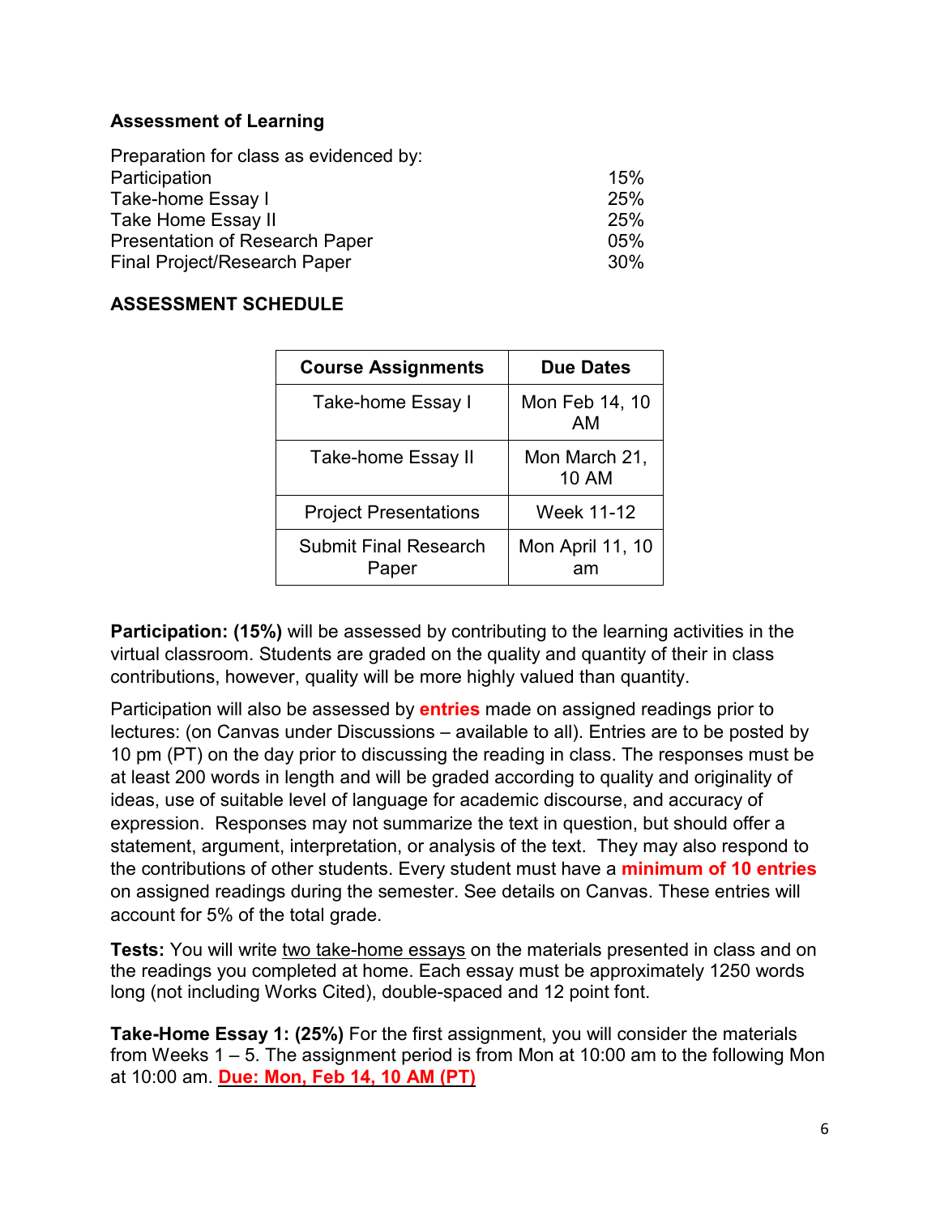**Assessment of Learning**

Preparation for class as evidenced by:

| | |
|---|---|
| Participation | 15% |
| Take-home Essay I | 25% |
| Take Home Essay II | 25% |
| Presentation of Research Paper | 05% |
| Final Project/Research Paper | 30% |

**ASSESSMENT SCHEDULE**

| Course Assignments | Due Dates |
|---|---|
| Take-home Essay I | Mon Feb 14, 10 AM |
| Take-home Essay II | Mon March 21, 10 AM |
| Project Presentations | Week 11-12 |
| Submit Final Research Paper | Mon April 11, 10 am |

**Participation: (15%)** will be assessed by contributing to the learning activities in the virtual classroom. Students are graded on the quality and quantity of their in class contributions, however, quality will be more highly valued than quantity.

Participation will also be assessed by **entries** made on assigned readings prior to lectures: (on Canvas under Discussions – available to all). Entries are to be posted by 10 pm (PT) on the day prior to discussing the reading in class. The responses must be at least 200 words in length and will be graded according to quality and originality of ideas, use of suitable level of language for academic discourse, and accuracy of expression. Responses may not summarize the text in question, but should offer a statement, argument, interpretation, or analysis of the text. They may also respond to the contributions of other students. Every student must have a **minimum of 10 entries** on assigned readings during the semester. See details on Canvas. These entries will account for 5% of the total grade.

**Tests:** You will write <u>two take-home essays</u> on the materials presented in class and on the readings you completed at home. Each essay must be approximately 1250 words long (not including Works Cited), double-spaced and 12 point font.

**Take-Home Essay 1: (25%)** For the first assignment, you will consider the materials from Weeks 1 – 5. The assignment period is from Mon at 10:00 am to the following Mon at 10:00 am. **<u>Due: Mon, Feb 14, 10 AM (PT)</u>**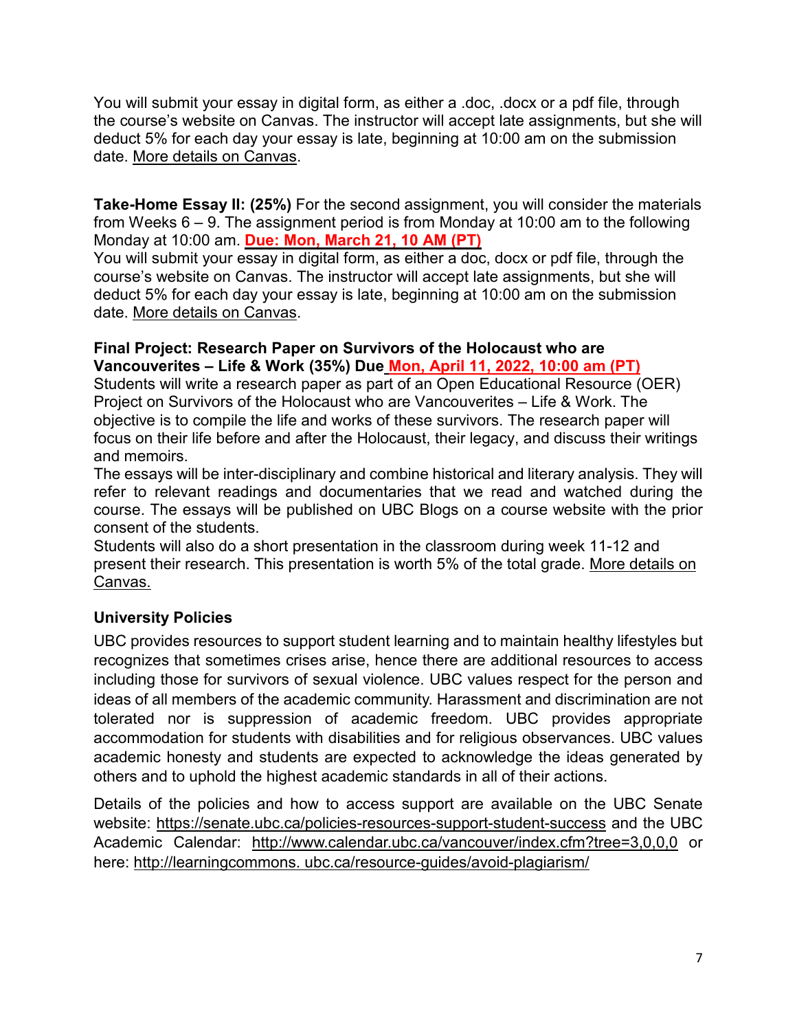You will submit your essay in digital form, as either a .doc, .docx or a pdf file, through the course's website on Canvas. The instructor will accept late assignments, but she will deduct 5% for each day your essay is late, beginning at 10:00 am on the submission date. More details on Canvas.

**Take-Home Essay II: (25%)** For the second assignment, you will consider the materials from Weeks 6 – 9. The assignment period is from Monday at 10:00 am to the following Monday at 10:00 am. **Due: Mon, March 21, 10 AM (PT)**

You will submit your essay in digital form, as either a doc, docx or pdf file, through the course's website on Canvas. The instructor will accept late assignments, but she will deduct 5% for each day your essay is late, beginning at 10:00 am on the submission date. More details on Canvas.

**Final Project: Research Paper on Survivors of the Holocaust who are Vancouverites – Life & Work (35%) Due Mon, April 11, 2022, 10:00 am (PT)**

Students will write a research paper as part of an Open Educational Resource (OER) Project on Survivors of the Holocaust who are Vancouverites – Life & Work. The objective is to compile the life and works of these survivors. The research paper will focus on their life before and after the Holocaust, their legacy, and discuss their writings and memoirs.

The essays will be inter-disciplinary and combine historical and literary analysis. They will refer to relevant readings and documentaries that we read and watched during the course. The essays will be published on UBC Blogs on a course website with the prior consent of the students.

Students will also do a short presentation in the classroom during week 11-12 and present their research. This presentation is worth 5% of the total grade. More details on Canvas.

### University Policies

UBC provides resources to support student learning and to maintain healthy lifestyles but recognizes that sometimes crises arise, hence there are additional resources to access including those for survivors of sexual violence. UBC values respect for the person and ideas of all members of the academic community. Harassment and discrimination are not tolerated nor is suppression of academic freedom. UBC provides appropriate accommodation for students with disabilities and for religious observances. UBC values academic honesty and students are expected to acknowledge the ideas generated by others and to uphold the highest academic standards in all of their actions.

Details of the policies and how to access support are available on the UBC Senate website: https://senate.ubc.ca/policies-resources-support-student-success and the UBC Academic Calendar: http://www.calendar.ubc.ca/vancouver/index.cfm?tree=3,0,0,0 or here: http://learningcommons. ubc.ca/resource-guides/avoid-plagiarism/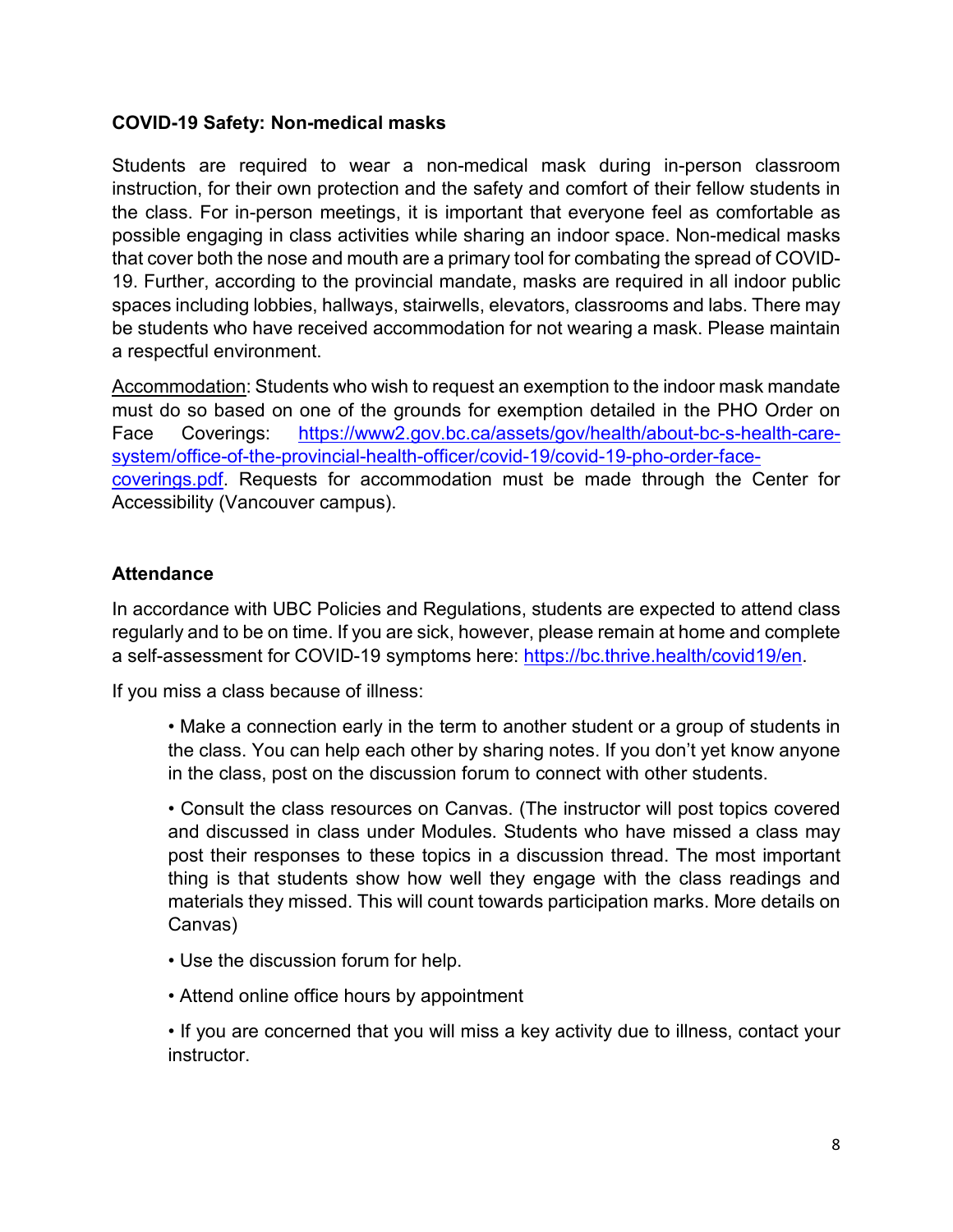**COVID-19 Safety: Non-medical masks**

Students are required to wear a non-medical mask during in-person classroom instruction, for their own protection and the safety and comfort of their fellow students in the class. For in-person meetings, it is important that everyone feel as comfortable as possible engaging in class activities while sharing an indoor space. Non-medical masks that cover both the nose and mouth are a primary tool for combating the spread of COVID-19. Further, according to the provincial mandate, masks are required in all indoor public spaces including lobbies, hallways, stairwells, elevators, classrooms and labs. There may be students who have received accommodation for not wearing a mask. Please maintain a respectful environment.

Accommodation: Students who wish to request an exemption to the indoor mask mandate must do so based on one of the grounds for exemption detailed in the PHO Order on Face Coverings: [https://www2.gov.bc.ca/assets/gov/health/about-bc-s-health-care-system/office-of-the-provincial-health-officer/covid-19/covid-19-pho-order-face-coverings.pdf](https://www2.gov.bc.ca/assets/gov/health/about-bc-s-health-care-system/office-of-the-provincial-health-officer/covid-19/covid-19-pho-order-face-coverings.pdf). Requests for accommodation must be made through the Center for Accessibility (Vancouver campus).

**Attendance**

In accordance with UBC Policies and Regulations, students are expected to attend class regularly and to be on time. If you are sick, however, please remain at home and complete a self-assessment for COVID-19 symptoms here: [https://bc.thrive.health/covid19/en](https://bc.thrive.health/covid19/en).

If you miss a class because of illness:

- Make a connection early in the term to another student or a group of students in the class. You can help each other by sharing notes. If you don't yet know anyone in the class, post on the discussion forum to connect with other students.
- Consult the class resources on Canvas. (The instructor will post topics covered and discussed in class under Modules. Students who have missed a class may post their responses to these topics in a discussion thread. The most important thing is that students show how well they engage with the class readings and materials they missed. This will count towards participation marks. More details on Canvas)
- Use the discussion forum for help.
- Attend online office hours by appointment
- If you are concerned that you will miss a key activity due to illness, contact your instructor.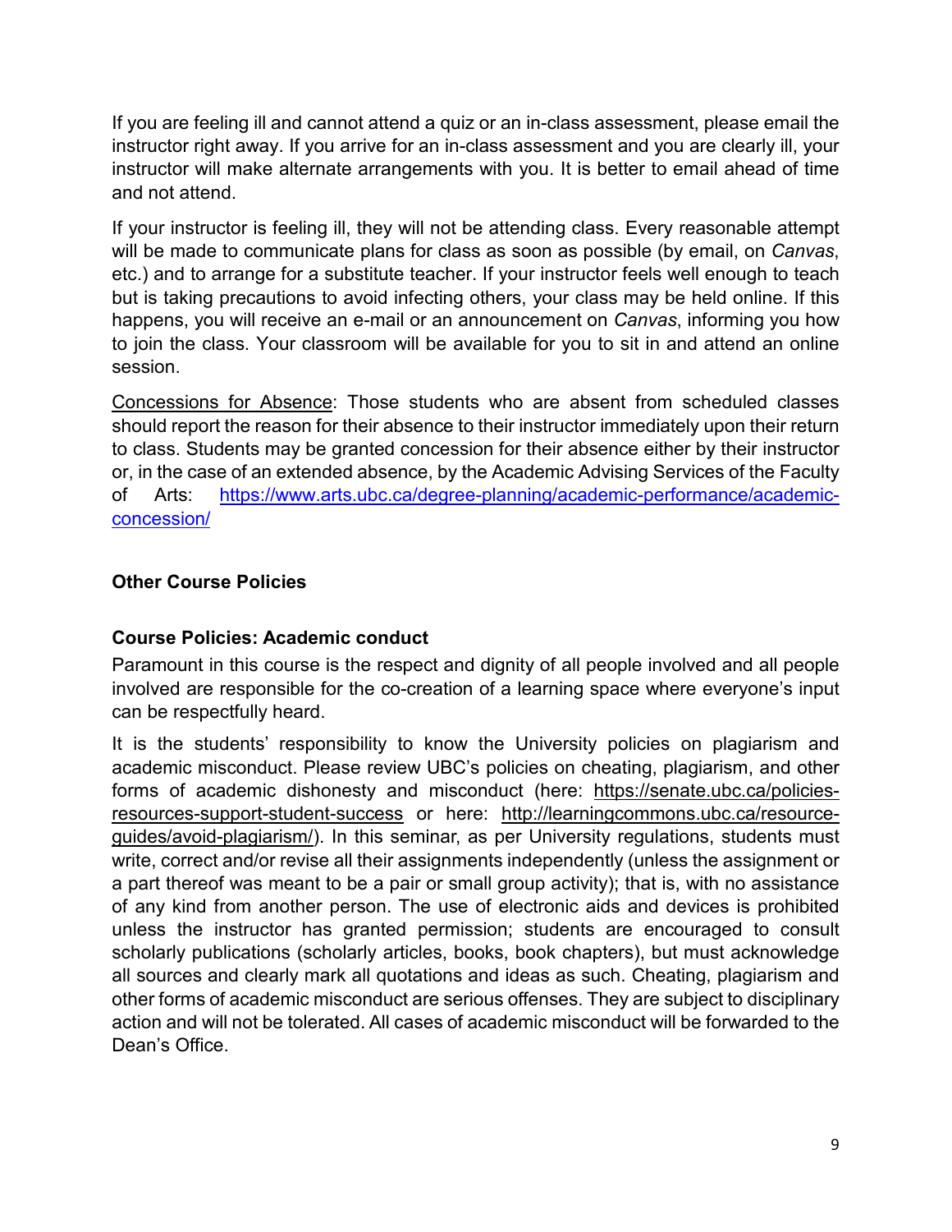If you are feeling ill and cannot attend a quiz or an in-class assessment, please email the instructor right away. If you arrive for an in-class assessment and you are clearly ill, your instructor will make alternate arrangements with you. It is better to email ahead of time and not attend.

If your instructor is feeling ill, they will not be attending class. Every reasonable attempt will be made to communicate plans for class as soon as possible (by email, on *Canvas*, etc.) and to arrange for a substitute teacher. If your instructor feels well enough to teach but is taking precautions to avoid infecting others, your class may be held online. If this happens, you will receive an e-mail or an announcement on *Canvas*, informing you how to join the class. Your classroom will be available for you to sit in and attend an online session.

Concessions for Absence: Those students who are absent from scheduled classes should report the reason for their absence to their instructor immediately upon their return to class. Students may be granted concession for their absence either by their instructor or, in the case of an extended absence, by the Academic Advising Services of the Faculty of Arts: [https://www.arts.ubc.ca/degree-planning/academic-performance/academic-concession/](https://www.arts.ubc.ca/degree-planning/academic-performance/academic-concession/)

## Other Course Policies

### Course Policies: Academic conduct

Paramount in this course is the respect and dignity of all people involved and all people involved are responsible for the co-creation of a learning space where everyone's input can be respectfully heard.

It is the students' responsibility to know the University policies on plagiarism and academic misconduct. Please review UBC's policies on cheating, plagiarism, and other forms of academic dishonesty and misconduct (here: https://senate.ubc.ca/policies-resources-support-student-success or here: http://learningcommons.ubc.ca/resource-guides/avoid-plagiarism/). In this seminar, as per University regulations, students must write, correct and/or revise all their assignments independently (unless the assignment or a part thereof was meant to be a pair or small group activity); that is, with no assistance of any kind from another person. The use of electronic aids and devices is prohibited unless the instructor has granted permission; students are encouraged to consult scholarly publications (scholarly articles, books, book chapters), but must acknowledge all sources and clearly mark all quotations and ideas as such. Cheating, plagiarism and other forms of academic misconduct are serious offenses. They are subject to disciplinary action and will not be tolerated. All cases of academic misconduct will be forwarded to the Dean's Office.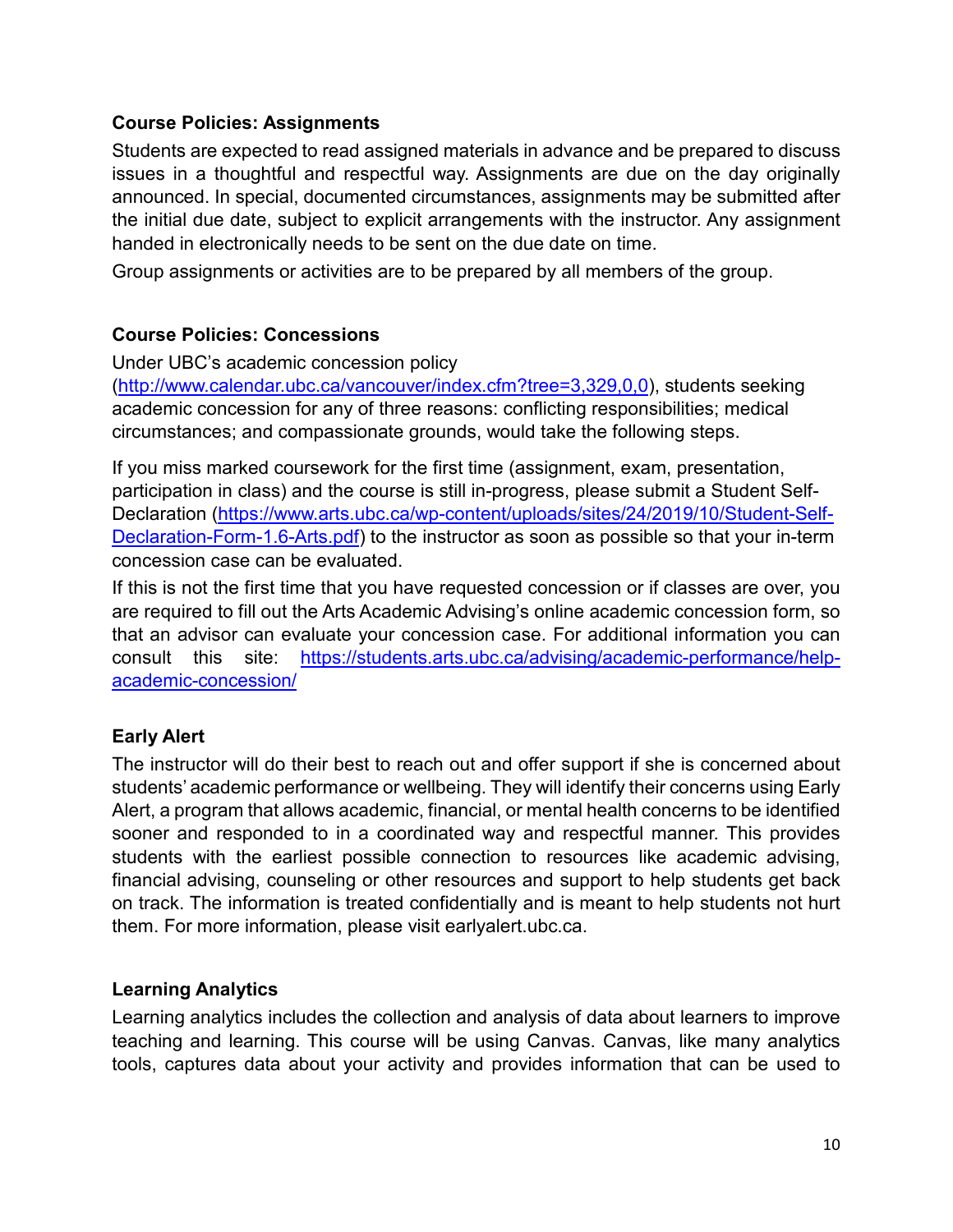### Course Policies: Assignments

Students are expected to read assigned materials in advance and be prepared to discuss issues in a thoughtful and respectful way. Assignments are due on the day originally announced. In special, documented circumstances, assignments may be submitted after the initial due date, subject to explicit arrangements with the instructor. Any assignment handed in electronically needs to be sent on the due date on time.

Group assignments or activities are to be prepared by all members of the group.

### Course Policies: Concessions

Under UBC's academic concession policy ([http://www.calendar.ubc.ca/vancouver/index.cfm?tree=3,329,0,0](http://www.calendar.ubc.ca/vancouver/index.cfm?tree=3,329,0,0)), students seeking academic concession for any of three reasons: conflicting responsibilities; medical circumstances; and compassionate grounds, would take the following steps.

If you miss marked coursework for the first time (assignment, exam, presentation, participation in class) and the course is still in-progress, please submit a Student Self-Declaration ([https://www.arts.ubc.ca/wp-content/uploads/sites/24/2019/10/Student-Self-Declaration-Form-1.6-Arts.pdf](https://www.arts.ubc.ca/wp-content/uploads/sites/24/2019/10/Student-Self-Declaration-Form-1.6-Arts.pdf)) to the instructor as soon as possible so that your in-term concession case can be evaluated.

If this is not the first time that you have requested concession or if classes are over, you are required to fill out the Arts Academic Advising's online academic concession form, so that an advisor can evaluate your concession case. For additional information you can consult this site: [https://students.arts.ubc.ca/advising/academic-performance/help-academic-concession/](https://students.arts.ubc.ca/advising/academic-performance/help-academic-concession/)

### Early Alert

The instructor will do their best to reach out and offer support if she is concerned about students' academic performance or wellbeing. They will identify their concerns using Early Alert, a program that allows academic, financial, or mental health concerns to be identified sooner and responded to in a coordinated way and respectful manner. This provides students with the earliest possible connection to resources like academic advising, financial advising, counseling or other resources and support to help students get back on track. The information is treated confidentially and is meant to help students not hurt them. For more information, please visit earlyalert.ubc.ca.

### Learning Analytics

Learning analytics includes the collection and analysis of data about learners to improve teaching and learning. This course will be using Canvas. Canvas, like many analytics tools, captures data about your activity and provides information that can be used to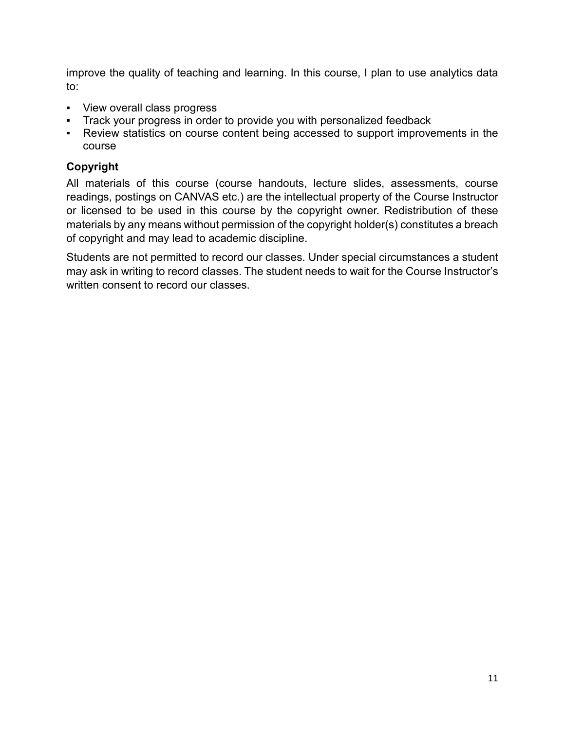improve the quality of teaching and learning. In this course, I plan to use analytics data to:

- View overall class progress
- Track your progress in order to provide you with personalized feedback
- Review statistics on course content being accessed to support improvements in the course

### Copyright

All materials of this course (course handouts, lecture slides, assessments, course readings, postings on CANVAS etc.) are the intellectual property of the Course Instructor or licensed to be used in this course by the copyright owner. Redistribution of these materials by any means without permission of the copyright holder(s) constitutes a breach of copyright and may lead to academic discipline.

Students are not permitted to record our classes. Under special circumstances a student may ask in writing to record classes. The student needs to wait for the Course Instructor's written consent to record our classes.